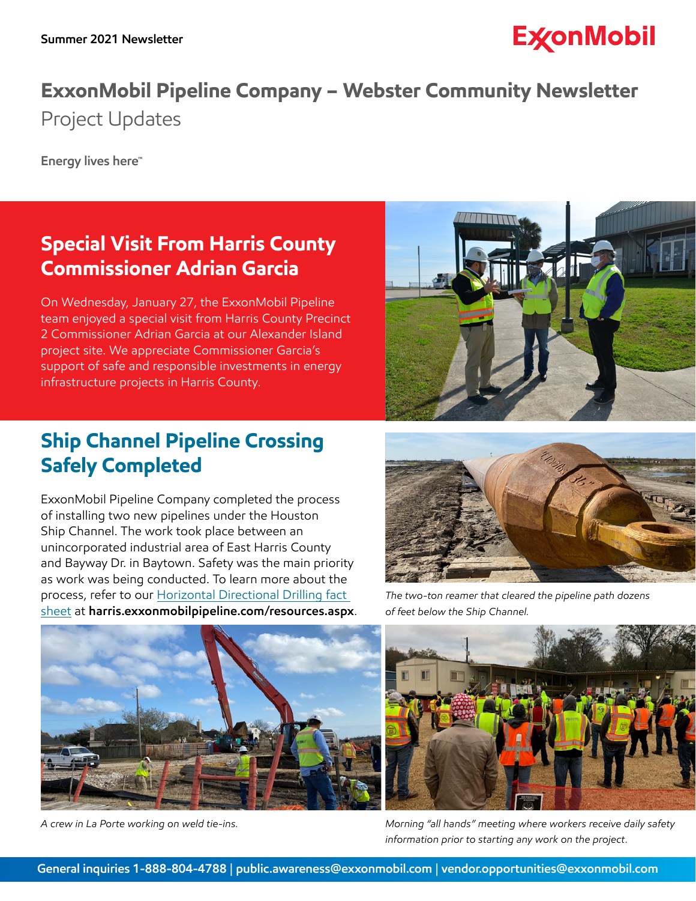Summer 2021 Newsletter

ExxonMobil

# ExxonMobil Pipeline Company – Webster Community Newsletter

Project Updates

Energy lives here™

## Special Visit From Harris County Commissioner Adrian Garcia

On Wednesday, January 27, the ExxonMobil Pipeline team enjoyed a special visit from Harris County Precinct 2 Commissioner Adrian Garcia at our Alexander Island project site. We appreciate Commissioner Garcia's support of safe and responsible investments in energy infrastructure projects in Harris County.

## Ship Channel Pipeline Crossing Safely Completed

ExxonMobil Pipeline Company completed the process of installing two new pipelines under the Houston Ship Channel. The work took place between an unincorporated industrial area of East Harris County and Bayway Dr. in Baytown. Safety was the main priority as work was being conducted. To learn more about the process, refer to our Horizontal Directional Drilling fact sheet at **harris.exxonmobilpipeline.com/resources.aspx**.

*The two-ton reamer that cleared the pipeline path dozens of feet below the Ship Channel.*

*A crew in La Porte working on weld tie-ins.*

*Morning "all hands" meeting where workers receive daily safety information prior to starting any work on the project.*

**General inquiries 1-888-804-4788 | public.awareness@exxonmobil.com | vendor.opportunities@exxonmobil.com**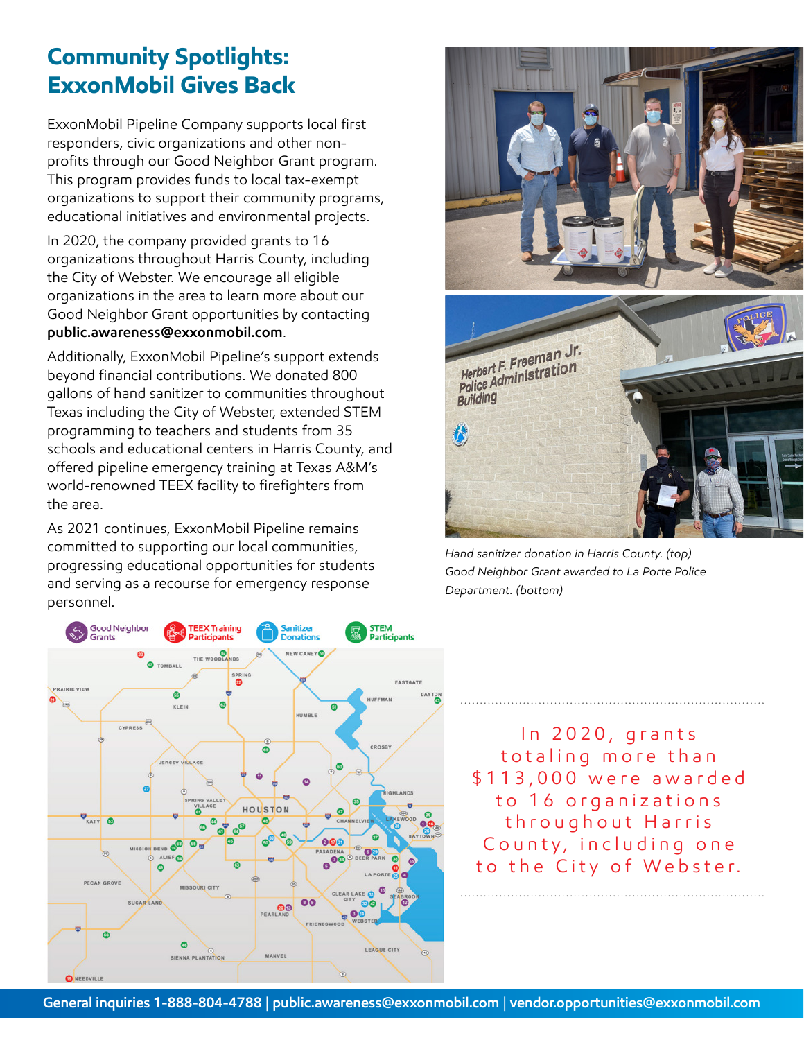# Community Spotlights: ExxonMobil Gives Back

ExxonMobil Pipeline Company supports local first responders, civic organizations and other non-profits through our Good Neighbor Grant program. This program provides funds to local tax-exempt organizations to support their community programs, educational initiatives and environmental projects.

In 2020, the company provided grants to 16 organizations throughout Harris County, including the City of Webster. We encourage all eligible organizations in the area to learn more about our Good Neighbor Grant opportunities by contacting **public.awareness@exxonmobil.com**.

Additionally, ExxonMobil Pipeline's support extends beyond financial contributions. We donated 800 gallons of hand sanitizer to communities throughout Texas including the City of Webster, extended STEM programming to teachers and students from 35 schools and educational centers in Harris County, and offered pipeline emergency training at Texas A&M's world-renowned TEEX facility to firefighters from the area.

As 2021 continues, ExxonMobil Pipeline remains committed to supporting our local communities, progressing educational opportunities for students and serving as a recourse for emergency response personnel.

*Hand sanitizer donation in Harris County. (top)*
*Good Neighbor Grant awarded to La Porte Police Department. (bottom)*

Good Neighbor Grants | TEEX Training Participants | Sanitizer Donations | STEM Participants

In 2020, grants totaling more than $113,000 were awarded to 16 organizations throughout Harris County, including one to the City of Webster.

General inquiries 1-888-804-4788 | public.awareness@exxonmobil.com | vendor.opportunities@exxonmobil.com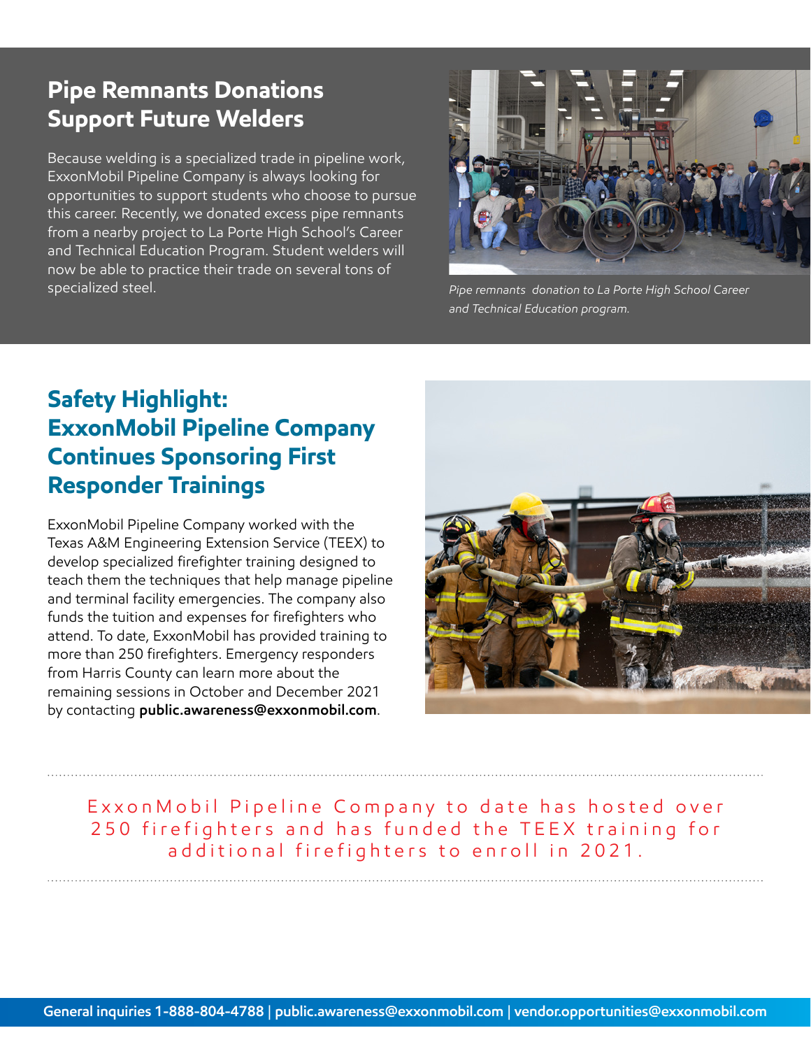## Pipe Remnants Donations Support Future Welders

Because welding is a specialized trade in pipeline work, ExxonMobil Pipeline Company is always looking for opportunities to support students who choose to pursue this career. Recently, we donated excess pipe remnants from a nearby project to La Porte High School's Career and Technical Education Program. Student welders will now be able to practice their trade on several tons of specialized steel.

*Pipe remnants donation to La Porte High School Career and Technical Education program.*

## Safety Highlight: ExxonMobil Pipeline Company Continues Sponsoring First Responder Trainings

ExxonMobil Pipeline Company worked with the Texas A&M Engineering Extension Service (TEEX) to develop specialized firefighter training designed to teach them the techniques that help manage pipeline and terminal facility emergencies. The company also funds the tuition and expenses for firefighters who attend. To date, ExxonMobil has provided training to more than 250 firefighters. Emergency responders from Harris County can learn more about the remaining sessions in October and December 2021 by contacting **public.awareness@exxonmobil.com**.

ExxonMobil Pipeline Company to date has hosted over 250 firefighters and has funded the TEEX training for additional firefighters to enroll in 2021.

**General inquiries 1-888-804-4788 | public.awareness@exxonmobil.com | vendor.opportunities@exxonmobil.com**